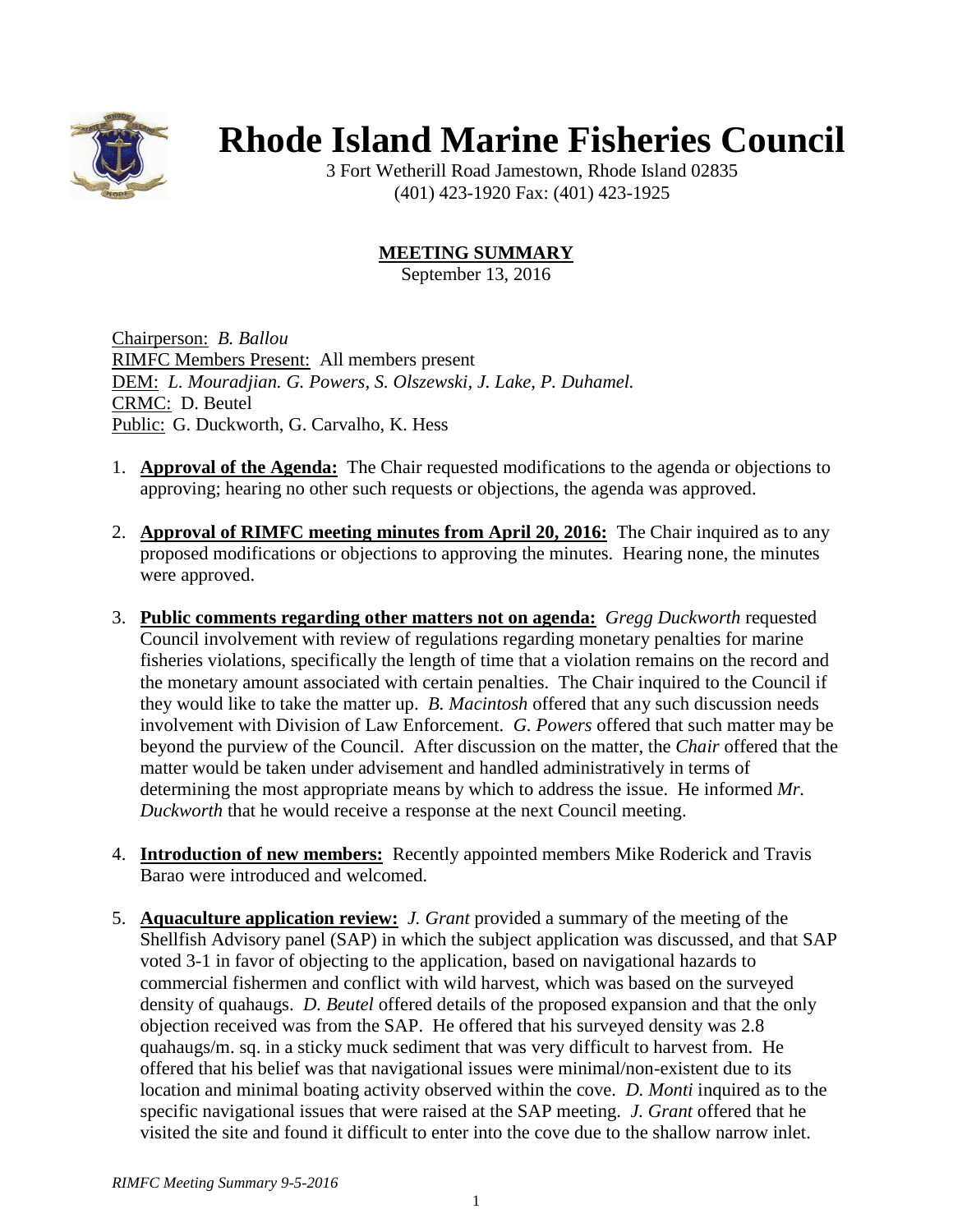# Rhode Island Marine Fisheries Council

3 Fort Wetherill Road Jamestown, Rhode Island 02835
(401) 423-1920 Fax: (401) 423-1925

## MEETING SUMMARY

September 13, 2016

Chairperson: *B. Ballou*
RIMFC Members Present: All members present
DEM: *L. Mouradjian. G. Powers, S. Olszewski, J. Lake, P. Duhamel.*
CRMC: D. Beutel
Public: G. Duckworth, G. Carvalho, K. Hess

1. **Approval of the Agenda:** The Chair requested modifications to the agenda or objections to approving; hearing no other such requests or objections, the agenda was approved.

2. **Approval of RIMFC meeting minutes from April 20, 2016:** The Chair inquired as to any proposed modifications or objections to approving the minutes. Hearing none, the minutes were approved.

3. **Public comments regarding other matters not on agenda:** *Gregg Duckworth* requested Council involvement with review of regulations regarding monetary penalties for marine fisheries violations, specifically the length of time that a violation remains on the record and the monetary amount associated with certain penalties. The Chair inquired to the Council if they would like to take the matter up. *B. Macintosh* offered that any such discussion needs involvement with Division of Law Enforcement. *G. Powers* offered that such matter may be beyond the purview of the Council. After discussion on the matter, the *Chair* offered that the matter would be taken under advisement and handled administratively in terms of determining the most appropriate means by which to address the issue. He informed *Mr. Duckworth* that he would receive a response at the next Council meeting.

4. **Introduction of new members:** Recently appointed members Mike Roderick and Travis Barao were introduced and welcomed.

5. **Aquaculture application review:** *J. Grant* provided a summary of the meeting of the Shellfish Advisory panel (SAP) in which the subject application was discussed, and that SAP voted 3-1 in favor of objecting to the application, based on navigational hazards to commercial fishermen and conflict with wild harvest, which was based on the surveyed density of quahaugs. *D. Beutel* offered details of the proposed expansion and that the only objection received was from the SAP. He offered that his surveyed density was 2.8 quahaugs/m. sq. in a sticky muck sediment that was very difficult to harvest from. He offered that his belief was that navigational issues were minimal/non-existent due to its location and minimal boating activity observed within the cove. *D. Monti* inquired as to the specific navigational issues that were raised at the SAP meeting. *J. Grant* offered that he visited the site and found it difficult to enter into the cove due to the shallow narrow inlet.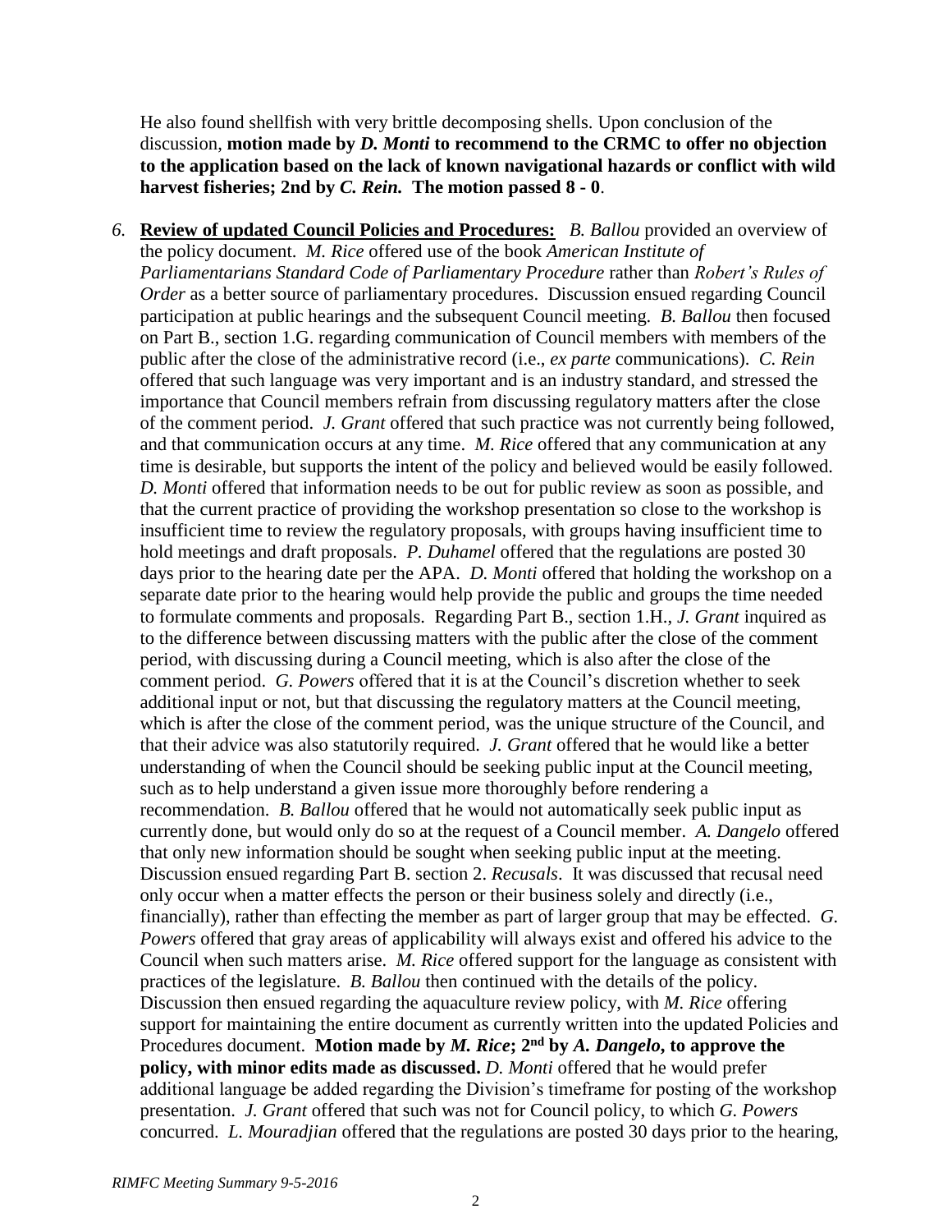He also found shellfish with very brittle decomposing shells. Upon conclusion of the discussion, **motion made by *D. Monti* to recommend to the CRMC to offer no objection to the application based on the lack of known navigational hazards or conflict with wild harvest fisheries; 2nd by *C. Rein.* The motion passed 8 - 0**.

6. **Review of updated Council Policies and Procedures:** *B. Ballou* provided an overview of the policy document. *M. Rice* offered use of the book *American Institute of Parliamentarians Standard Code of Parliamentary Procedure* rather than *Robert's Rules of Order* as a better source of parliamentary procedures. Discussion ensued regarding Council participation at public hearings and the subsequent Council meeting. *B. Ballou* then focused on Part B., section 1.G. regarding communication of Council members with members of the public after the close of the administrative record (i.e., *ex parte* communications). *C. Rein* offered that such language was very important and is an industry standard, and stressed the importance that Council members refrain from discussing regulatory matters after the close of the comment period. *J. Grant* offered that such practice was not currently being followed, and that communication occurs at any time. *M. Rice* offered that any communication at any time is desirable, but supports the intent of the policy and believed would be easily followed. *D. Monti* offered that information needs to be out for public review as soon as possible, and that the current practice of providing the workshop presentation so close to the workshop is insufficient time to review the regulatory proposals, with groups having insufficient time to hold meetings and draft proposals. *P. Duhamel* offered that the regulations are posted 30 days prior to the hearing date per the APA. *D. Monti* offered that holding the workshop on a separate date prior to the hearing would help provide the public and groups the time needed to formulate comments and proposals. Regarding Part B., section 1.H., *J. Grant* inquired as to the difference between discussing matters with the public after the close of the comment period, with discussing during a Council meeting, which is also after the close of the comment period. *G. Powers* offered that it is at the Council's discretion whether to seek additional input or not, but that discussing the regulatory matters at the Council meeting, which is after the close of the comment period, was the unique structure of the Council, and that their advice was also statutorily required. *J. Grant* offered that he would like a better understanding of when the Council should be seeking public input at the Council meeting, such as to help understand a given issue more thoroughly before rendering a recommendation. *B. Ballou* offered that he would not automatically seek public input as currently done, but would only do so at the request of a Council member. *A. Dangelo* offered that only new information should be sought when seeking public input at the meeting. Discussion ensued regarding Part B. section 2. *Recusals*. It was discussed that recusal need only occur when a matter effects the person or their business solely and directly (i.e., financially), rather than effecting the member as part of larger group that may be effected. *G. Powers* offered that gray areas of applicability will always exist and offered his advice to the Council when such matters arise. *M. Rice* offered support for the language as consistent with practices of the legislature. *B. Ballou* then continued with the details of the policy. Discussion then ensued regarding the aquaculture review policy, with *M. Rice* offering support for maintaining the entire document as currently written into the updated Policies and Procedures document. **Motion made by *M. Rice*; 2nd by *A. Dangelo*, to approve the policy, with minor edits made as discussed.** *D. Monti* offered that he would prefer additional language be added regarding the Division's timeframe for posting of the workshop presentation. *J. Grant* offered that such was not for Council policy, to which *G. Powers* concurred. *L. Mouradjian* offered that the regulations are posted 30 days prior to the hearing,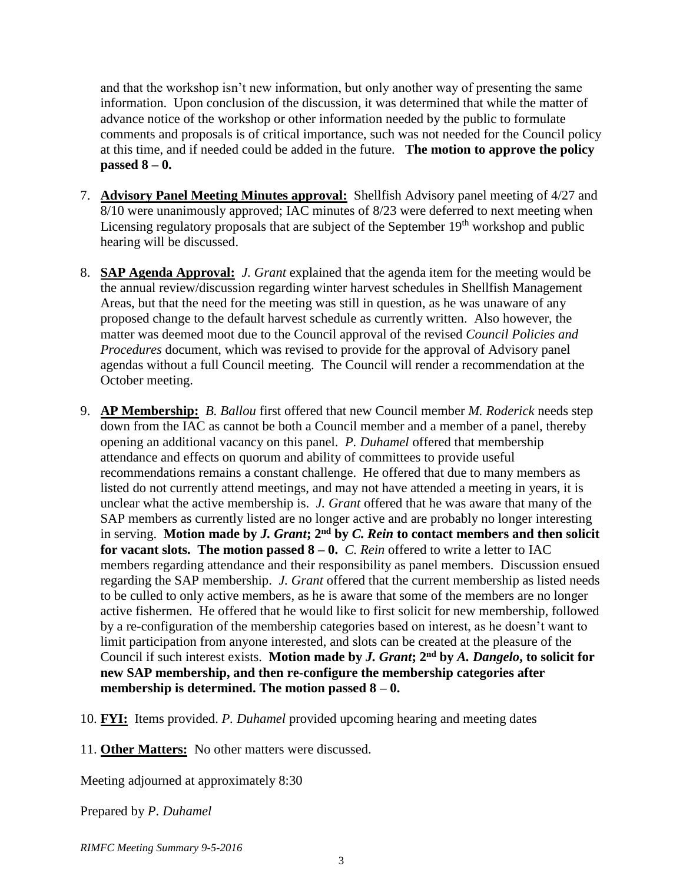and that the workshop isn't new information, but only another way of presenting the same information. Upon conclusion of the discussion, it was determined that while the matter of advance notice of the workshop or other information needed by the public to formulate comments and proposals is of critical importance, such was not needed for the Council policy at this time, and if needed could be added in the future. **The motion to approve the policy passed 8 – 0.**

7. **Advisory Panel Meeting Minutes approval:** Shellfish Advisory panel meeting of 4/27 and 8/10 were unanimously approved; IAC minutes of 8/23 were deferred to next meeting when Licensing regulatory proposals that are subject of the September 19th workshop and public hearing will be discussed.

8. **SAP Agenda Approval:** *J. Grant* explained that the agenda item for the meeting would be the annual review/discussion regarding winter harvest schedules in Shellfish Management Areas, but that the need for the meeting was still in question, as he was unaware of any proposed change to the default harvest schedule as currently written. Also however, the matter was deemed moot due to the Council approval of the revised *Council Policies and Procedures* document, which was revised to provide for the approval of Advisory panel agendas without a full Council meeting. The Council will render a recommendation at the October meeting.

9. **AP Membership:** *B. Ballou* first offered that new Council member *M. Roderick* needs step down from the IAC as cannot be both a Council member and a member of a panel, thereby opening an additional vacancy on this panel. *P. Duhamel* offered that membership attendance and effects on quorum and ability of committees to provide useful recommendations remains a constant challenge. He offered that due to many members as listed do not currently attend meetings, and may not have attended a meeting in years, it is unclear what the active membership is. *J. Grant* offered that he was aware that many of the SAP members as currently listed are no longer active and are probably no longer interesting in serving. **Motion made by *J. Grant*; 2nd by *C. Rein* to contact members and then solicit for vacant slots. The motion passed 8 – 0.** *C. Rein* offered to write a letter to IAC members regarding attendance and their responsibility as panel members. Discussion ensued regarding the SAP membership. *J. Grant* offered that the current membership as listed needs to be culled to only active members, as he is aware that some of the members are no longer active fishermen. He offered that he would like to first solicit for new membership, followed by a re-configuration of the membership categories based on interest, as he doesn't want to limit participation from anyone interested, and slots can be created at the pleasure of the Council if such interest exists. **Motion made by *J. Grant*; 2nd by *A. Dangelo*, to solicit for new SAP membership, and then re-configure the membership categories after membership is determined. The motion passed 8 – 0.**

10. **FYI:** Items provided. *P. Duhamel* provided upcoming hearing and meeting dates

11. **Other Matters:** No other matters were discussed.

Meeting adjourned at approximately 8:30

Prepared by *P. Duhamel*

*RIMFC Meeting Summary 9-5-2016*